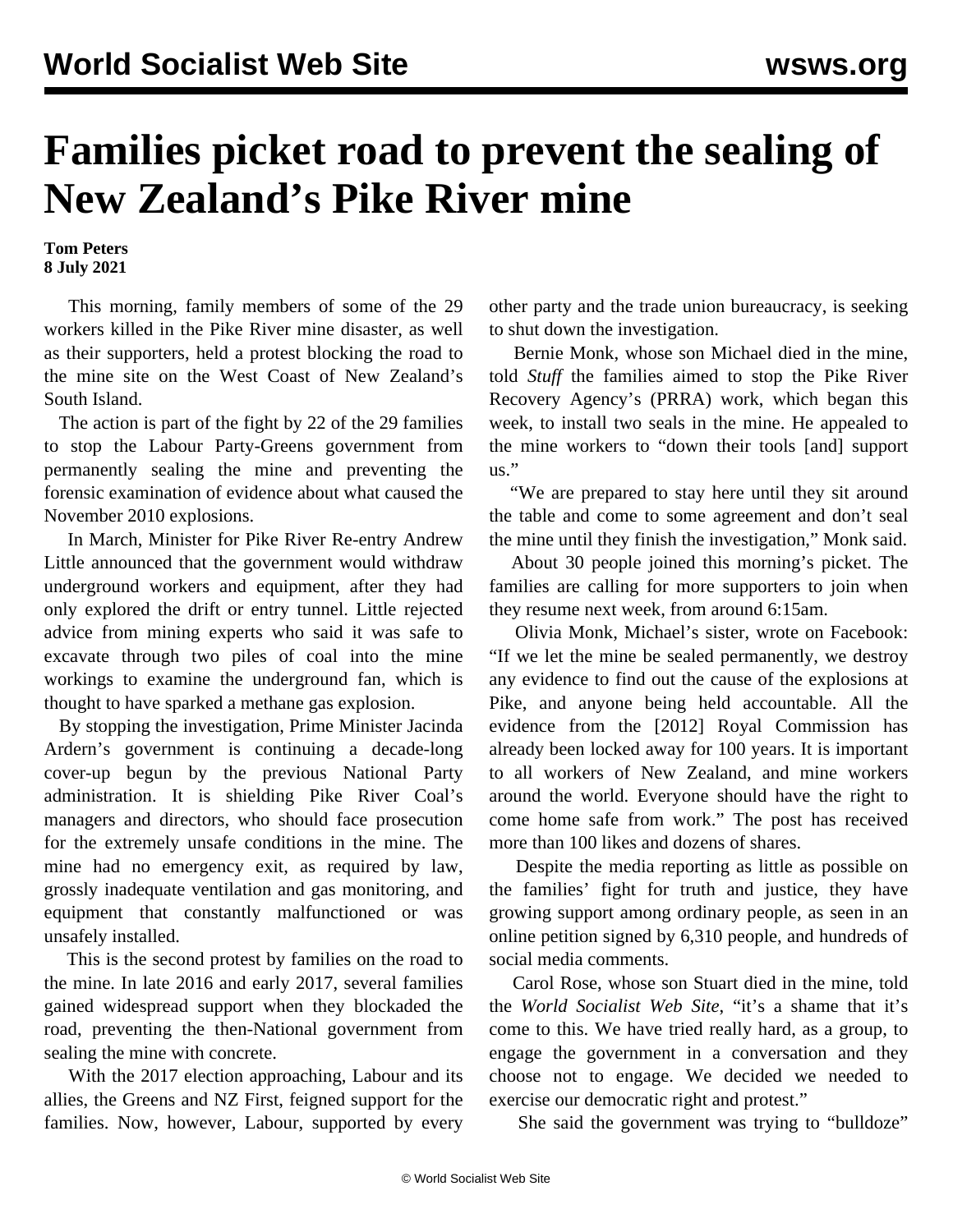# Families picket road to prevent the sealing of New Zealand's Pike River mine

**Tom Peters**
**8 July 2021**

This morning, family members of some of the 29 workers killed in the Pike River mine disaster, as well as their supporters, held a protest blocking the road to the mine site on the West Coast of New Zealand's South Island.

The action is part of the fight by 22 of the 29 families to stop the Labour Party-Greens government from permanently sealing the mine and preventing the forensic examination of evidence about what caused the November 2010 explosions.

In March, Minister for Pike River Re-entry Andrew Little announced that the government would withdraw underground workers and equipment, after they had only explored the drift or entry tunnel. Little rejected advice from mining experts who said it was safe to excavate through two piles of coal into the mine workings to examine the underground fan, which is thought to have sparked a methane gas explosion.

By stopping the investigation, Prime Minister Jacinda Ardern's government is continuing a decade-long cover-up begun by the previous National Party administration. It is shielding Pike River Coal's managers and directors, who should face prosecution for the extremely unsafe conditions in the mine. The mine had no emergency exit, as required by law, grossly inadequate ventilation and gas monitoring, and equipment that constantly malfunctioned or was unsafely installed.

This is the second protest by families on the road to the mine. In late 2016 and early 2017, several families gained widespread support when they blockaded the road, preventing the then-National government from sealing the mine with concrete.

With the 2017 election approaching, Labour and its allies, the Greens and NZ First, feigned support for the families. Now, however, Labour, supported by every other party and the trade union bureaucracy, is seeking to shut down the investigation.

Bernie Monk, whose son Michael died in the mine, told *Stuff* the families aimed to stop the Pike River Recovery Agency's (PRRA) work, which began this week, to install two seals in the mine. He appealed to the mine workers to "down their tools [and] support us."

"We are prepared to stay here until they sit around the table and come to some agreement and don't seal the mine until they finish the investigation," Monk said.

About 30 people joined this morning's picket. The families are calling for more supporters to join when they resume next week, from around 6:15am.

Olivia Monk, Michael's sister, wrote on Facebook: "If we let the mine be sealed permanently, we destroy any evidence to find out the cause of the explosions at Pike, and anyone being held accountable. All the evidence from the [2012] Royal Commission has already been locked away for 100 years. It is important to all workers of New Zealand, and mine workers around the world. Everyone should have the right to come home safe from work." The post has received more than 100 likes and dozens of shares.

Despite the media reporting as little as possible on the families' fight for truth and justice, they have growing support among ordinary people, as seen in an online petition signed by 6,310 people, and hundreds of social media comments.

Carol Rose, whose son Stuart died in the mine, told the *World Socialist Web Site*, "it's a shame that it's come to this. We have tried really hard, as a group, to engage the government in a conversation and they choose not to engage. We decided we needed to exercise our democratic right and protest."

She said the government was trying to "bulldoze"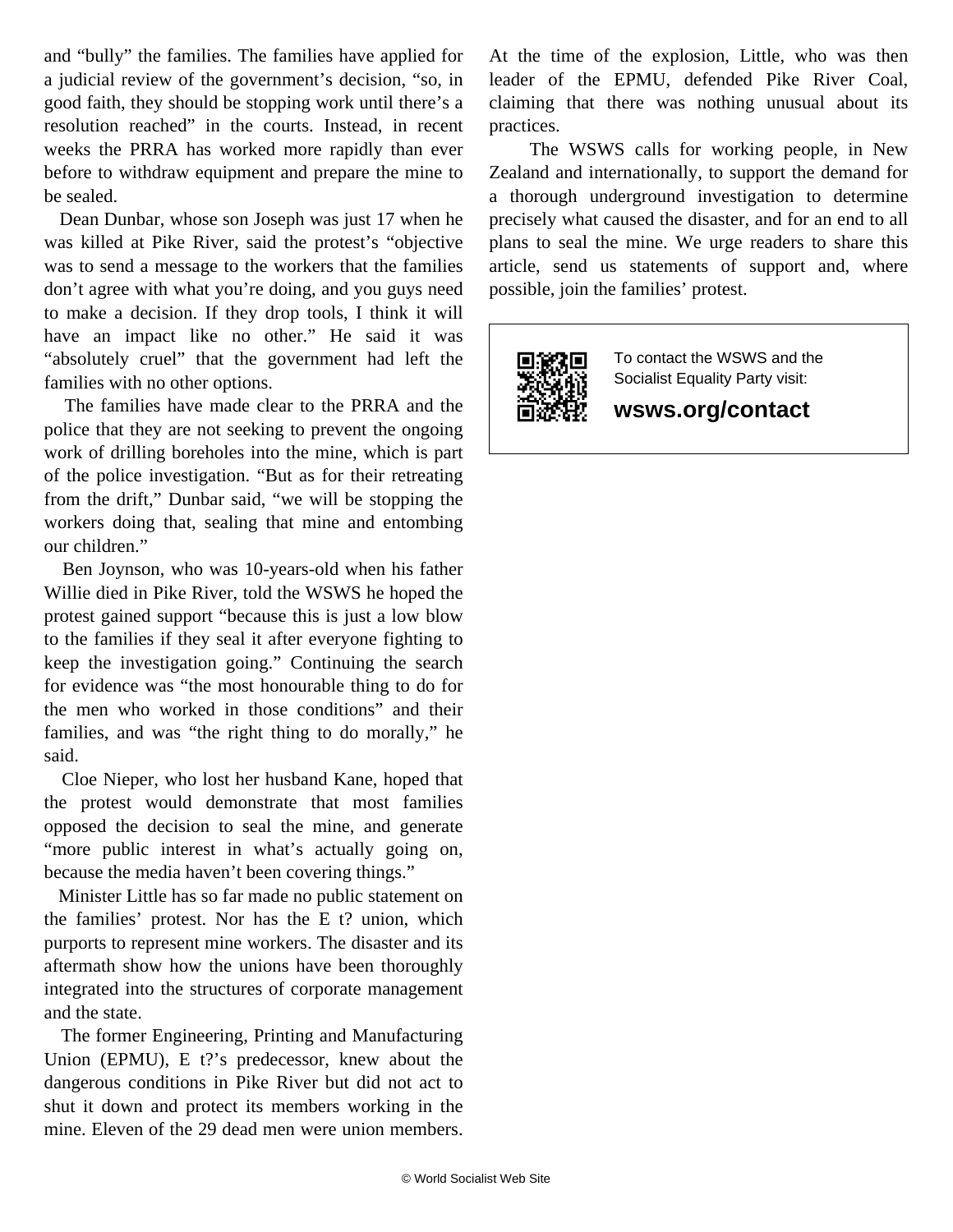and "bully" the families. The families have applied for a judicial review of the government's decision, "so, in good faith, they should be stopping work until there's a resolution reached" in the courts. Instead, in recent weeks the PRRA has worked more rapidly than ever before to withdraw equipment and prepare the mine to be sealed.

Dean Dunbar, whose son Joseph was just 17 when he was killed at Pike River, said the protest's "objective was to send a message to the workers that the families don't agree with what you're doing, and you guys need to make a decision. If they drop tools, I think it will have an impact like no other." He said it was "absolutely cruel" that the government had left the families with no other options.

The families have made clear to the PRRA and the police that they are not seeking to prevent the ongoing work of drilling boreholes into the mine, which is part of the police investigation. "But as for their retreating from the drift," Dunbar said, "we will be stopping the workers doing that, sealing that mine and entombing our children."

Ben Joynson, who was 10-years-old when his father Willie died in Pike River, told the WSWS he hoped the protest gained support "because this is just a low blow to the families if they seal it after everyone fighting to keep the investigation going." Continuing the search for evidence was "the most honourable thing to do for the men who worked in those conditions" and their families, and was "the right thing to do morally," he said.

Cloe Nieper, who lost her husband Kane, hoped that the protest would demonstrate that most families opposed the decision to seal the mine, and generate "more public interest in what's actually going on, because the media haven't been covering things."

Minister Little has so far made no public statement on the families' protest. Nor has the E t? union, which purports to represent mine workers. The disaster and its aftermath show how the unions have been thoroughly integrated into the structures of corporate management and the state.

The former Engineering, Printing and Manufacturing Union (EPMU), E t?'s predecessor, knew about the dangerous conditions in Pike River but did not act to shut it down and protect its members working in the mine. Eleven of the 29 dead men were union members. At the time of the explosion, Little, who was then leader of the EPMU, defended Pike River Coal, claiming that there was nothing unusual about its practices.

The WSWS calls for working people, in New Zealand and internationally, to support the demand for a thorough underground investigation to determine precisely what caused the disaster, and for an end to all plans to seal the mine. We urge readers to share this article, send us statements of support and, where possible, join the families' protest.

To contact the WSWS and the Socialist Equality Party visit:

**wsws.org/contact**